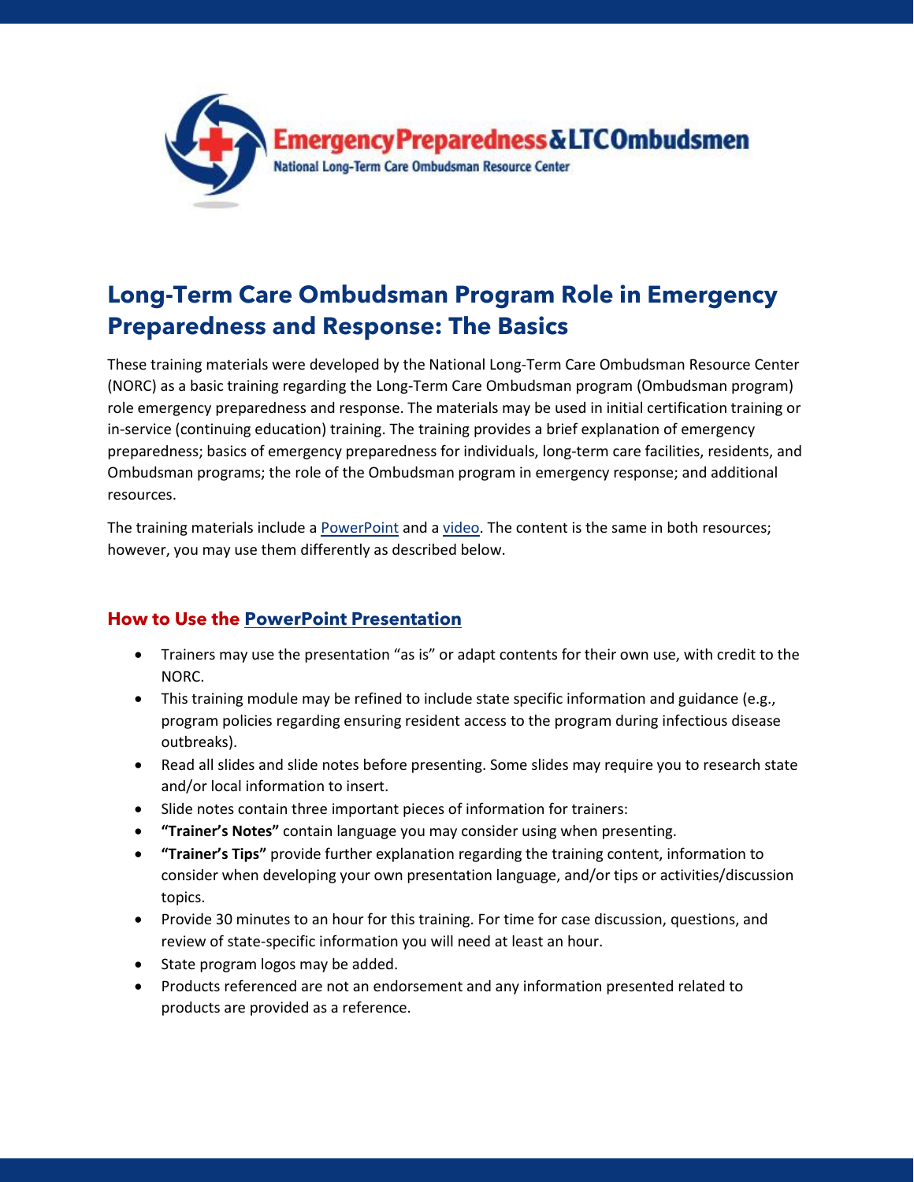Emergency Preparedness & LTC Ombudsmen

National Long-Term Care Ombudsman Resource Center

# Long-Term Care Ombudsman Program Role in Emergency Preparedness and Response: The Basics

These training materials were developed by the National Long-Term Care Ombudsman Resource Center (NORC) as a basic training regarding the Long-Term Care Ombudsman program (Ombudsman program) role emergency preparedness and response. The materials may be used in initial certification training or in-service (continuing education) training. The training provides a brief explanation of emergency preparedness; basics of emergency preparedness for individuals, long-term care facilities, residents, and Ombudsman programs; the role of the Ombudsman program in emergency response; and additional resources.

The training materials include a PowerPoint and a video. The content is the same in both resources; however, you may use them differently as described below.

## How to Use the PowerPoint Presentation

- Trainers may use the presentation "as is" or adapt contents for their own use, with credit to the NORC.
- This training module may be refined to include state specific information and guidance (e.g., program policies regarding ensuring resident access to the program during infectious disease outbreaks).
- Read all slides and slide notes before presenting. Some slides may require you to research state and/or local information to insert.
- Slide notes contain three important pieces of information for trainers:
- **"Trainer's Notes"** contain language you may consider using when presenting.
- **"Trainer's Tips"** provide further explanation regarding the training content, information to consider when developing your own presentation language, and/or tips or activities/discussion topics.
- Provide 30 minutes to an hour for this training. For time for case discussion, questions, and review of state-specific information you will need at least an hour.
- State program logos may be added.
- Products referenced are not an endorsement and any information presented related to products are provided as a reference.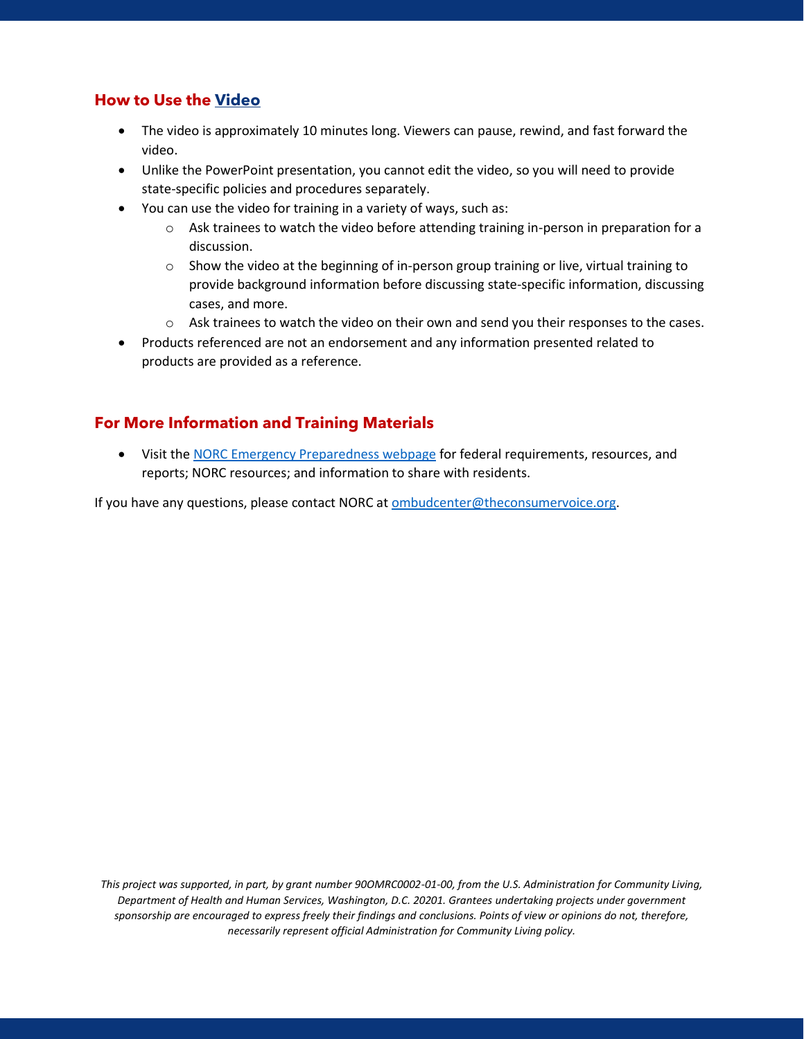## How to Use the Video

- The video is approximately 10 minutes long. Viewers can pause, rewind, and fast forward the video.
- Unlike the PowerPoint presentation, you cannot edit the video, so you will need to provide state-specific policies and procedures separately.
- You can use the video for training in a variety of ways, such as:
  - Ask trainees to watch the video before attending training in-person in preparation for a discussion.
  - Show the video at the beginning of in-person group training or live, virtual training to provide background information before discussing state-specific information, discussing cases, and more.
  - Ask trainees to watch the video on their own and send you their responses to the cases.
- Products referenced are not an endorsement and any information presented related to products are provided as a reference.

## For More Information and Training Materials

- Visit the NORC Emergency Preparedness webpage for federal requirements, resources, and reports; NORC resources; and information to share with residents.

If you have any questions, please contact NORC at ombudcenter@theconsumervoice.org.

*This project was supported, in part, by grant number 90OMRC0002-01-00, from the U.S. Administration for Community Living, Department of Health and Human Services, Washington, D.C. 20201. Grantees undertaking projects under government sponsorship are encouraged to express freely their findings and conclusions. Points of view or opinions do not, therefore, necessarily represent official Administration for Community Living policy.*